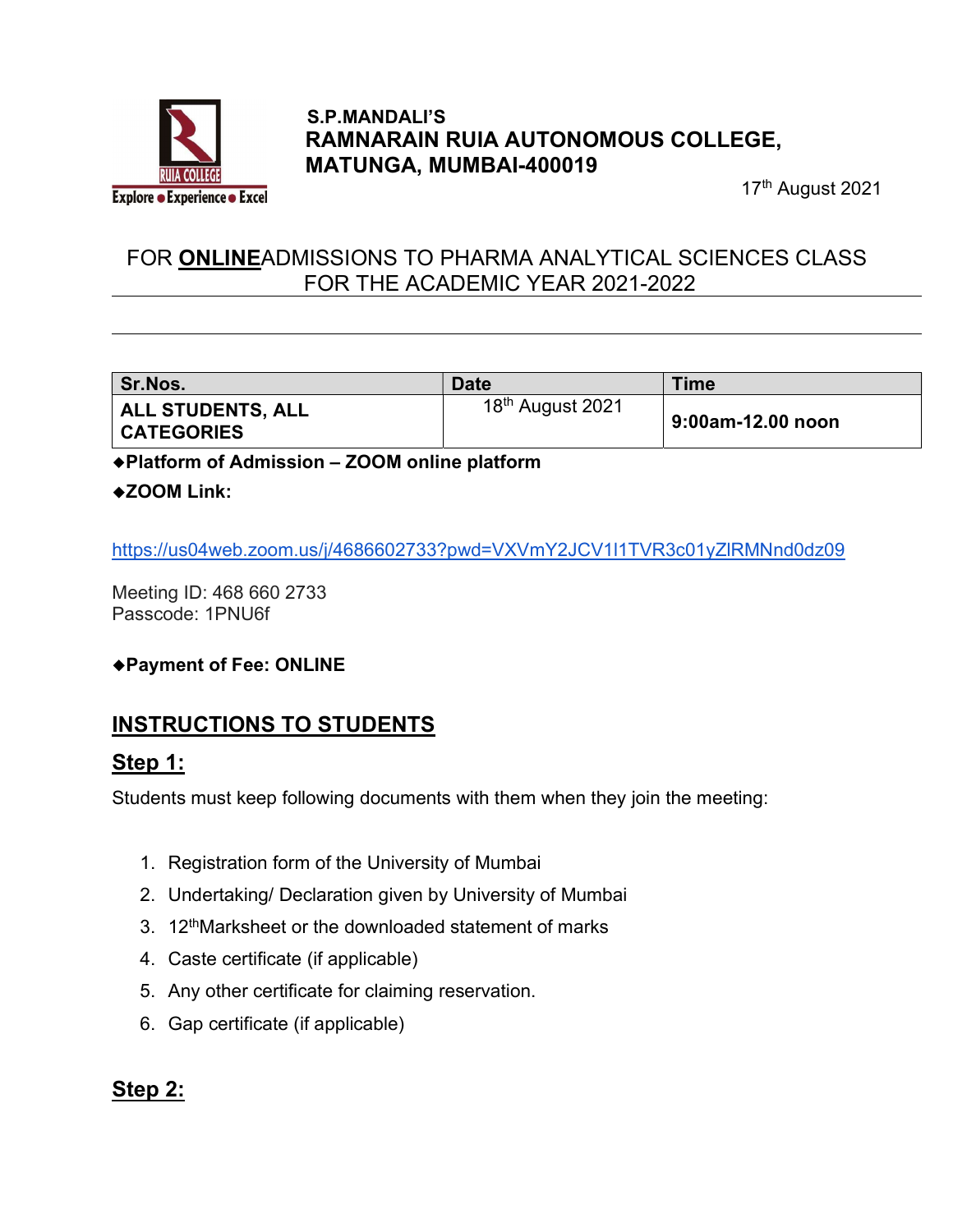S.P.MANDALI'S
**RAMNARAIN RUIA AUTONOMOUS COLLEGE, MATUNGA, MUMBAI-400019**

17th August 2021

## FOR **ONLINE** ADMISSIONS TO PHARMA ANALYTICAL SCIENCES CLASS FOR THE ACADEMIC YEAR 2021-2022

| Sr.Nos. | Date | Time |
|---|---|---|
| **ALL STUDENTS, ALL CATEGORIES** | 18th August 2021 | **9:00am-12.00 noon** |

◆**Platform of Admission – ZOOM online platform**

◆**ZOOM Link:**

https://us04web.zoom.us/j/4686602733?pwd=VXVmY2JCV1I1TVR3c01yZlRMNnd0dz09

Meeting ID: 468 660 2733
Passcode: 1PNU6f

◆**Payment of Fee: ONLINE**

## INSTRUCTIONS TO STUDENTS

### Step 1:

Students must keep following documents with them when they join the meeting:

1. Registration form of the University of Mumbai
2. Undertaking/ Declaration given by University of Mumbai
3. 12th Marksheet or the downloaded statement of marks
4. Caste certificate (if applicable)
5. Any other certificate for claiming reservation.
6. Gap certificate (if applicable)

### Step 2: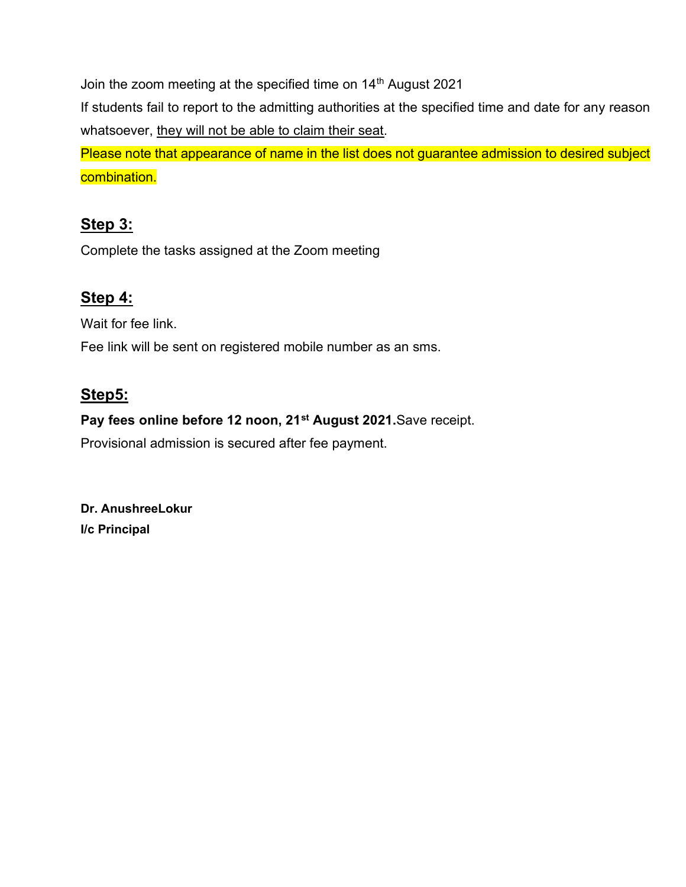Join the zoom meeting at the specified time on 14th August 2021

If students fail to report to the admitting authorities at the specified time and date for any reason whatsoever, they will not be able to claim their seat.

Please note that appearance of name in the list does not guarantee admission to desired subject combination.

## Step 3:

Complete the tasks assigned at the Zoom meeting

## Step 4:

Wait for fee link.

Fee link will be sent on registered mobile number as an sms.

## Step5:

**Pay fees online before 12 noon, 21st August 2021.** Save receipt.

Provisional admission is secured after fee payment.

**Dr. AnushreeLokur**
**I/c Principal**